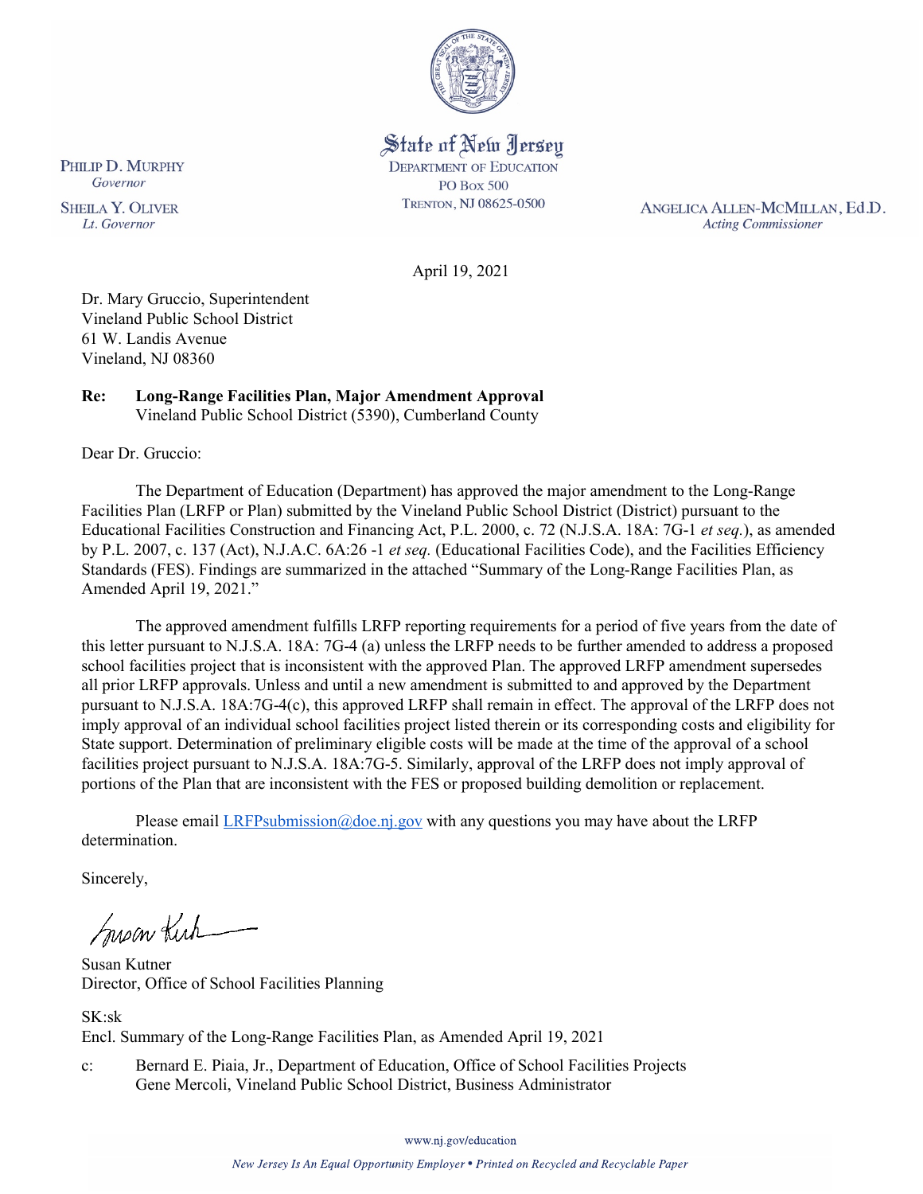State of New Jersey
DEPARTMENT OF EDUCATION
PO BOX 500
TRENTON, NJ 08625-0500

PHILIP D. MURPHY
*Governor*

SHEILA Y. OLIVER
*Lt. Governor*

ANGELICA ALLEN-MCMILLAN, Ed.D.
*Acting Commissioner*

April 19, 2021

Dr. Mary Gruccio, Superintendent
Vineland Public School District
61 W. Landis Avenue
Vineland, NJ 08360

**Re: Long-Range Facilities Plan, Major Amendment Approval**
Vineland Public School District (5390), Cumberland County

Dear Dr. Gruccio:

The Department of Education (Department) has approved the major amendment to the Long-Range Facilities Plan (LRFP or Plan) submitted by the Vineland Public School District (District) pursuant to the Educational Facilities Construction and Financing Act, P.L. 2000, c. 72 (N.J.S.A. 18A: 7G-1 *et seq.*), as amended by P.L. 2007, c. 137 (Act), N.J.A.C. 6A:26 -1 *et seq.* (Educational Facilities Code), and the Facilities Efficiency Standards (FES). Findings are summarized in the attached "Summary of the Long-Range Facilities Plan, as Amended April 19, 2021."

The approved amendment fulfills LRFP reporting requirements for a period of five years from the date of this letter pursuant to N.J.S.A. 18A: 7G-4 (a) unless the LRFP needs to be further amended to address a proposed school facilities project that is inconsistent with the approved Plan. The approved LRFP amendment supersedes all prior LRFP approvals. Unless and until a new amendment is submitted to and approved by the Department pursuant to N.J.S.A. 18A:7G-4(c), this approved LRFP shall remain in effect. The approval of the LRFP does not imply approval of an individual school facilities project listed therein or its corresponding costs and eligibility for State support. Determination of preliminary eligible costs will be made at the time of the approval of a school facilities project pursuant to N.J.S.A. 18A:7G-5. Similarly, approval of the LRFP does not imply approval of portions of the Plan that are inconsistent with the FES or proposed building demolition or replacement.

Please email LRFPsubmission@doe.nj.gov with any questions you may have about the LRFP determination.

Sincerely,

Susan Kutner
Director, Office of School Facilities Planning

SK:sk
Encl. Summary of the Long-Range Facilities Plan, as Amended April 19, 2021

c: Bernard E. Piaia, Jr., Department of Education, Office of School Facilities Projects
Gene Mercoli, Vineland Public School District, Business Administrator

www.nj.gov/education

*New Jersey Is An Equal Opportunity Employer • Printed on Recycled and Recyclable Paper*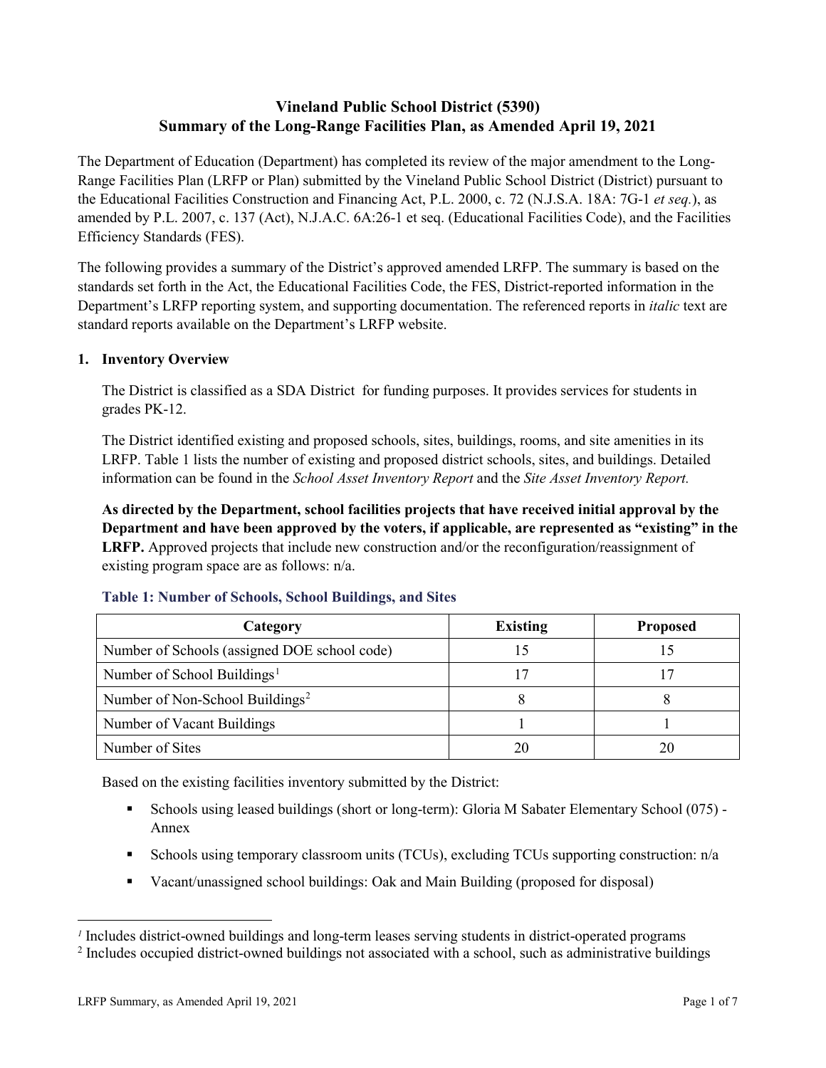# Vineland Public School District (5390)
# Summary of the Long-Range Facilities Plan, as Amended April 19, 2021

The Department of Education (Department) has completed its review of the major amendment to the Long-Range Facilities Plan (LRFP or Plan) submitted by the Vineland Public School District (District) pursuant to the Educational Facilities Construction and Financing Act, P.L. 2000, c. 72 (N.J.S.A. 18A: 7G-1 *et seq.*), as amended by P.L. 2007, c. 137 (Act), N.J.A.C. 6A:26-1 et seq. (Educational Facilities Code), and the Facilities Efficiency Standards (FES).

The following provides a summary of the District's approved amended LRFP. The summary is based on the standards set forth in the Act, the Educational Facilities Code, the FES, District-reported information in the Department's LRFP reporting system, and supporting documentation. The referenced reports in *italic* text are standard reports available on the Department's LRFP website.

## 1. Inventory Overview

The District is classified as a SDA District for funding purposes. It provides services for students in grades PK-12.

The District identified existing and proposed schools, sites, buildings, rooms, and site amenities in its LRFP. Table 1 lists the number of existing and proposed district schools, sites, and buildings. Detailed information can be found in the *School Asset Inventory Report* and the *Site Asset Inventory Report.*

**As directed by the Department, school facilities projects that have received initial approval by the Department and have been approved by the voters, if applicable, are represented as "existing" in the LRFP.** Approved projects that include new construction and/or the reconfiguration/reassignment of existing program space are as follows: n/a.

### Table 1: Number of Schools, School Buildings, and Sites

| Category | Existing | Proposed |
|---|---|---|
| Number of Schools (assigned DOE school code) | 15 | 15 |
| Number of School Buildings[1] | 17 | 17 |
| Number of Non-School Buildings[2] | 8 | 8 |
| Number of Vacant Buildings | 1 | 1 |
| Number of Sites | 20 | 20 |

Based on the existing facilities inventory submitted by the District:

- Schools using leased buildings (short or long-term): Gloria M Sabater Elementary School (075) - Annex
- Schools using temporary classroom units (TCUs), excluding TCUs supporting construction: n/a
- Vacant/unassigned school buildings: Oak and Main Building (proposed for disposal)

[1] Includes district-owned buildings and long-term leases serving students in district-operated programs

[2] Includes occupied district-owned buildings not associated with a school, such as administrative buildings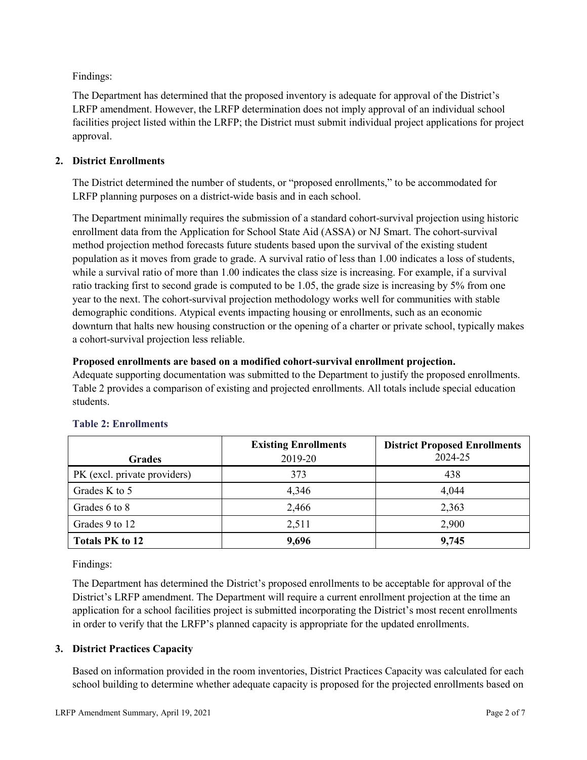Findings:

The Department has determined that the proposed inventory is adequate for approval of the District's LRFP amendment. However, the LRFP determination does not imply approval of an individual school facilities project listed within the LRFP; the District must submit individual project applications for project approval.

## 2. District Enrollments

The District determined the number of students, or "proposed enrollments," to be accommodated for LRFP planning purposes on a district-wide basis and in each school.

The Department minimally requires the submission of a standard cohort-survival projection using historic enrollment data from the Application for School State Aid (ASSA) or NJ Smart. The cohort-survival method projection method forecasts future students based upon the survival of the existing student population as it moves from grade to grade. A survival ratio of less than 1.00 indicates a loss of students, while a survival ratio of more than 1.00 indicates the class size is increasing. For example, if a survival ratio tracking first to second grade is computed to be 1.05, the grade size is increasing by 5% from one year to the next. The cohort-survival projection methodology works well for communities with stable demographic conditions. Atypical events impacting housing or enrollments, such as an economic downturn that halts new housing construction or the opening of a charter or private school, typically makes a cohort-survival projection less reliable.

**Proposed enrollments are based on a modified cohort-survival enrollment projection.**
Adequate supporting documentation was submitted to the Department to justify the proposed enrollments. Table 2 provides a comparison of existing and projected enrollments. All totals include special education students.

### Table 2: Enrollments

| Grades | Existing Enrollments 2019-20 | District Proposed Enrollments 2024-25 |
|---|---|---|
| PK (excl. private providers) | 373 | 438 |
| Grades K to 5 | 4,346 | 4,044 |
| Grades 6 to 8 | 2,466 | 2,363 |
| Grades 9 to 12 | 2,511 | 2,900 |
| **Totals PK to 12** | **9,696** | **9,745** |

Findings:

The Department has determined the District's proposed enrollments to be acceptable for approval of the District's LRFP amendment. The Department will require a current enrollment projection at the time an application for a school facilities project is submitted incorporating the District's most recent enrollments in order to verify that the LRFP's planned capacity is appropriate for the updated enrollments.

## 3. District Practices Capacity

Based on information provided in the room inventories, District Practices Capacity was calculated for each school building to determine whether adequate capacity is proposed for the projected enrollments based on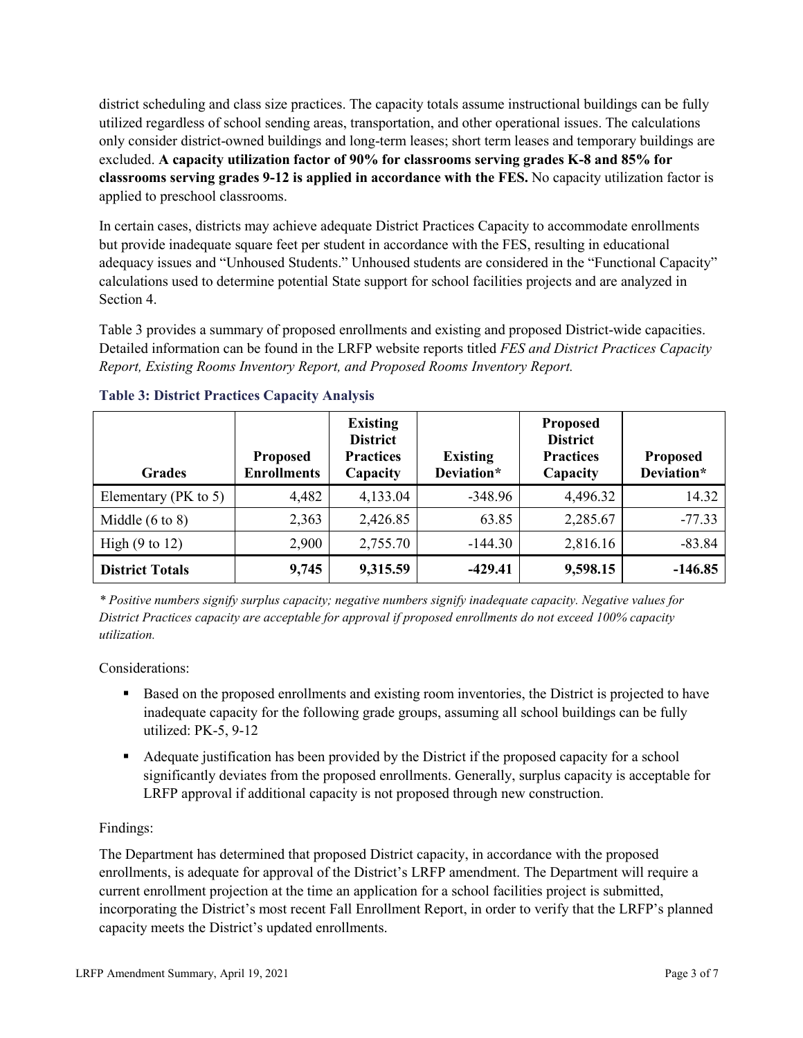district scheduling and class size practices. The capacity totals assume instructional buildings can be fully utilized regardless of school sending areas, transportation, and other operational issues. The calculations only consider district-owned buildings and long-term leases; short term leases and temporary buildings are excluded. **A capacity utilization factor of 90% for classrooms serving grades K-8 and 85% for classrooms serving grades 9-12 is applied in accordance with the FES.** No capacity utilization factor is applied to preschool classrooms.

In certain cases, districts may achieve adequate District Practices Capacity to accommodate enrollments but provide inadequate square feet per student in accordance with the FES, resulting in educational adequacy issues and "Unhoused Students." Unhoused students are considered in the "Functional Capacity" calculations used to determine potential State support for school facilities projects and are analyzed in Section 4.

Table 3 provides a summary of proposed enrollments and existing and proposed District-wide capacities. Detailed information can be found in the LRFP website reports titled *FES and District Practices Capacity Report, Existing Rooms Inventory Report, and Proposed Rooms Inventory Report.*

### Table 3: District Practices Capacity Analysis

| Grades | Proposed Enrollments | Existing District Practices Capacity | Existing Deviation* | Proposed District Practices Capacity | Proposed Deviation* |
|---|---|---|---|---|---|
| Elementary (PK to 5) | 4,482 | 4,133.04 | -348.96 | 4,496.32 | 14.32 |
| Middle (6 to 8) | 2,363 | 2,426.85 | 63.85 | 2,285.67 | -77.33 |
| High (9 to 12) | 2,900 | 2,755.70 | -144.30 | 2,816.16 | -83.84 |
| **District Totals** | **9,745** | **9,315.59** | **-429.41** | **9,598.15** | **-146.85** |

*\* Positive numbers signify surplus capacity; negative numbers signify inadequate capacity. Negative values for District Practices capacity are acceptable for approval if proposed enrollments do not exceed 100% capacity utilization.*

Considerations:

- Based on the proposed enrollments and existing room inventories, the District is projected to have inadequate capacity for the following grade groups, assuming all school buildings can be fully utilized: PK-5, 9-12
- Adequate justification has been provided by the District if the proposed capacity for a school significantly deviates from the proposed enrollments. Generally, surplus capacity is acceptable for LRFP approval if additional capacity is not proposed through new construction.

Findings:

The Department has determined that proposed District capacity, in accordance with the proposed enrollments, is adequate for approval of the District's LRFP amendment. The Department will require a current enrollment projection at the time an application for a school facilities project is submitted, incorporating the District's most recent Fall Enrollment Report, in order to verify that the LRFP's planned capacity meets the District's updated enrollments.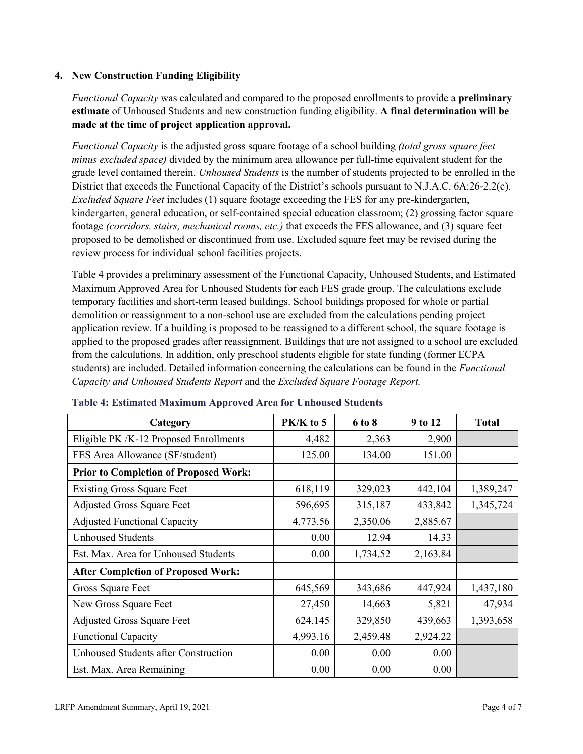### 4. New Construction Funding Eligibility

*Functional Capacity* was calculated and compared to the proposed enrollments to provide a **preliminary estimate** of Unhoused Students and new construction funding eligibility. **A final determination will be made at the time of project application approval.**

*Functional Capacity* is the adjusted gross square footage of a school building *(total gross square feet minus excluded space)* divided by the minimum area allowance per full-time equivalent student for the grade level contained therein. *Unhoused Students* is the number of students projected to be enrolled in the District that exceeds the Functional Capacity of the District's schools pursuant to N.J.A.C. 6A:26-2.2(c). *Excluded Square Feet* includes (1) square footage exceeding the FES for any pre-kindergarten, kindergarten, general education, or self-contained special education classroom; (2) grossing factor square footage *(corridors, stairs, mechanical rooms, etc.)* that exceeds the FES allowance, and (3) square feet proposed to be demolished or discontinued from use. Excluded square feet may be revised during the review process for individual school facilities projects.

Table 4 provides a preliminary assessment of the Functional Capacity, Unhoused Students, and Estimated Maximum Approved Area for Unhoused Students for each FES grade group. The calculations exclude temporary facilities and short-term leased buildings. School buildings proposed for whole or partial demolition or reassignment to a non-school use are excluded from the calculations pending project application review. If a building is proposed to be reassigned to a different school, the square footage is applied to the proposed grades after reassignment. Buildings that are not assigned to a school are excluded from the calculations. In addition, only preschool students eligible for state funding (former ECPA students) are included. Detailed information concerning the calculations can be found in the *Functional Capacity and Unhoused Students Report* and the *Excluded Square Footage Report.*

**Table 4: Estimated Maximum Approved Area for Unhoused Students**

| Category | PK/K to 5 | 6 to 8 | 9 to 12 | Total |
|---|---|---|---|---|
| Eligible PK /K-12 Proposed Enrollments | 4,482 | 2,363 | 2,900 | |
| FES Area Allowance (SF/student) | 125.00 | 134.00 | 151.00 | |
| **Prior to Completion of Proposed Work:** | | | | |
| Existing Gross Square Feet | 618,119 | 329,023 | 442,104 | 1,389,247 |
| Adjusted Gross Square Feet | 596,695 | 315,187 | 433,842 | 1,345,724 |
| Adjusted Functional Capacity | 4,773.56 | 2,350.06 | 2,885.67 | |
| Unhoused Students | 0.00 | 12.94 | 14.33 | |
| Est. Max. Area for Unhoused Students | 0.00 | 1,734.52 | 2,163.84 | |
| **After Completion of Proposed Work:** | | | | |
| Gross Square Feet | 645,569 | 343,686 | 447,924 | 1,437,180 |
| New Gross Square Feet | 27,450 | 14,663 | 5,821 | 47,934 |
| Adjusted Gross Square Feet | 624,145 | 329,850 | 439,663 | 1,393,658 |
| Functional Capacity | 4,993.16 | 2,459.48 | 2,924.22 | |
| Unhoused Students after Construction | 0.00 | 0.00 | 0.00 | |
| Est. Max. Area Remaining | 0.00 | 0.00 | 0.00 | |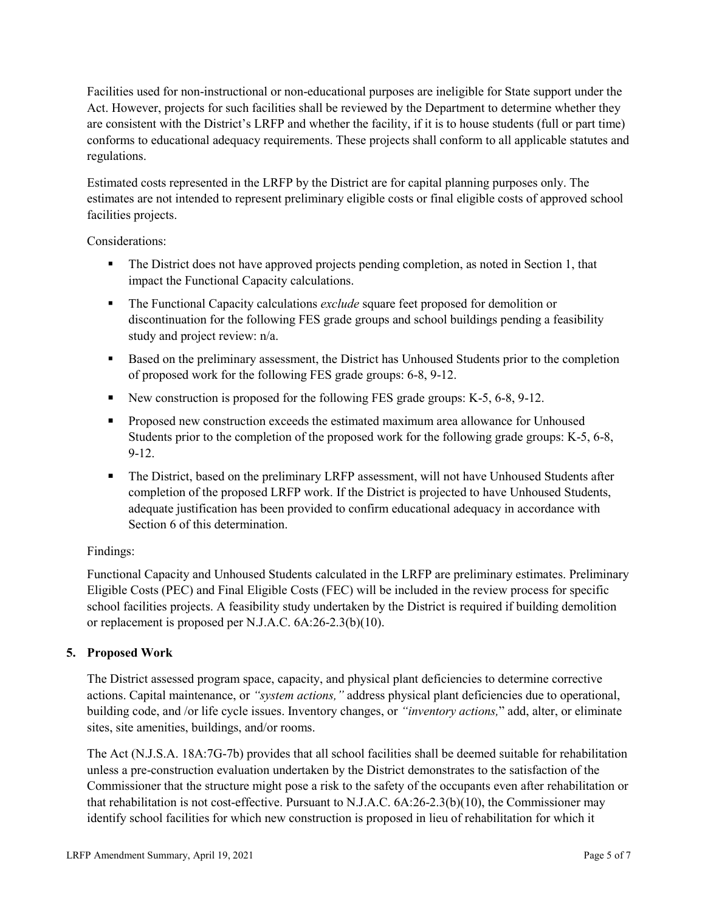Facilities used for non-instructional or non-educational purposes are ineligible for State support under the Act. However, projects for such facilities shall be reviewed by the Department to determine whether they are consistent with the District's LRFP and whether the facility, if it is to house students (full or part time) conforms to educational adequacy requirements. These projects shall conform to all applicable statutes and regulations.

Estimated costs represented in the LRFP by the District are for capital planning purposes only. The estimates are not intended to represent preliminary eligible costs or final eligible costs of approved school facilities projects.

Considerations:

- The District does not have approved projects pending completion, as noted in Section 1, that impact the Functional Capacity calculations.
- The Functional Capacity calculations *exclude* square feet proposed for demolition or discontinuation for the following FES grade groups and school buildings pending a feasibility study and project review: n/a.
- Based on the preliminary assessment, the District has Unhoused Students prior to the completion of proposed work for the following FES grade groups: 6-8, 9-12.
- New construction is proposed for the following FES grade groups: K-5, 6-8, 9-12.
- Proposed new construction exceeds the estimated maximum area allowance for Unhoused Students prior to the completion of the proposed work for the following grade groups: K-5, 6-8, 9-12.
- The District, based on the preliminary LRFP assessment, will not have Unhoused Students after completion of the proposed LRFP work. If the District is projected to have Unhoused Students, adequate justification has been provided to confirm educational adequacy in accordance with Section 6 of this determination.

Findings:

Functional Capacity and Unhoused Students calculated in the LRFP are preliminary estimates. Preliminary Eligible Costs (PEC) and Final Eligible Costs (FEC) will be included in the review process for specific school facilities projects. A feasibility study undertaken by the District is required if building demolition or replacement is proposed per N.J.A.C. 6A:26-2.3(b)(10).

## 5. Proposed Work

The District assessed program space, capacity, and physical plant deficiencies to determine corrective actions. Capital maintenance, or *"system actions,"* address physical plant deficiencies due to operational, building code, and /or life cycle issues. Inventory changes, or *"inventory actions,"* add, alter, or eliminate sites, site amenities, buildings, and/or rooms.

The Act (N.J.S.A. 18A:7G-7b) provides that all school facilities shall be deemed suitable for rehabilitation unless a pre-construction evaluation undertaken by the District demonstrates to the satisfaction of the Commissioner that the structure might pose a risk to the safety of the occupants even after rehabilitation or that rehabilitation is not cost-effective. Pursuant to N.J.A.C. 6A:26-2.3(b)(10), the Commissioner may identify school facilities for which new construction is proposed in lieu of rehabilitation for which it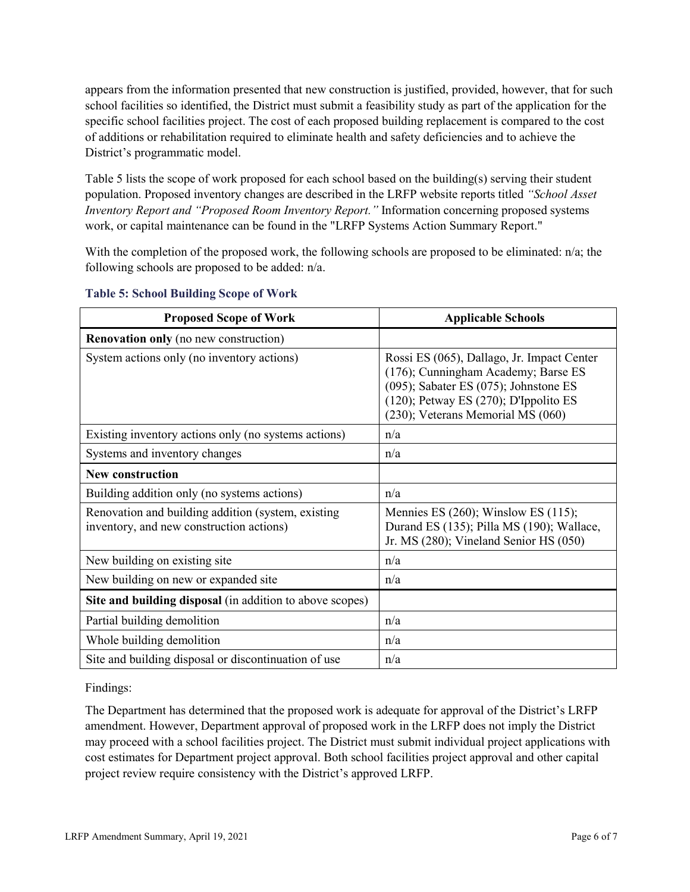appears from the information presented that new construction is justified, provided, however, that for such school facilities so identified, the District must submit a feasibility study as part of the application for the specific school facilities project. The cost of each proposed building replacement is compared to the cost of additions or rehabilitation required to eliminate health and safety deficiencies and to achieve the District's programmatic model.

Table 5 lists the scope of work proposed for each school based on the building(s) serving their student population. Proposed inventory changes are described in the LRFP website reports titled *"School Asset Inventory Report and "Proposed Room Inventory Report."* Information concerning proposed systems work, or capital maintenance can be found in the "LRFP Systems Action Summary Report."

With the completion of the proposed work, the following schools are proposed to be eliminated: n/a; the following schools are proposed to be added: n/a.

### Table 5: School Building Scope of Work

| Proposed Scope of Work | Applicable Schools |
|---|---|
| **Renovation only** (no new construction) | |
| System actions only (no inventory actions) | Rossi ES (065), Dallago, Jr. Impact Center (176); Cunningham Academy; Barse ES (095); Sabater ES (075); Johnstone ES (120); Petway ES (270); D'Ippolito ES (230); Veterans Memorial MS (060) |
| Existing inventory actions only (no systems actions) | n/a |
| Systems and inventory changes | n/a |
| **New construction** | |
| Building addition only (no systems actions) | n/a |
| Renovation and building addition (system, existing inventory, and new construction actions) | Mennies ES (260); Winslow ES (115); Durand ES (135); Pilla MS (190); Wallace, Jr. MS (280); Vineland Senior HS (050) |
| New building on existing site | n/a |
| New building on new or expanded site | n/a |
| **Site and building disposal** (in addition to above scopes) | |
| Partial building demolition | n/a |
| Whole building demolition | n/a |
| Site and building disposal or discontinuation of use | n/a |

Findings:

The Department has determined that the proposed work is adequate for approval of the District's LRFP amendment. However, Department approval of proposed work in the LRFP does not imply the District may proceed with a school facilities project. The District must submit individual project applications with cost estimates for Department project approval. Both school facilities project approval and other capital project review require consistency with the District's approved LRFP.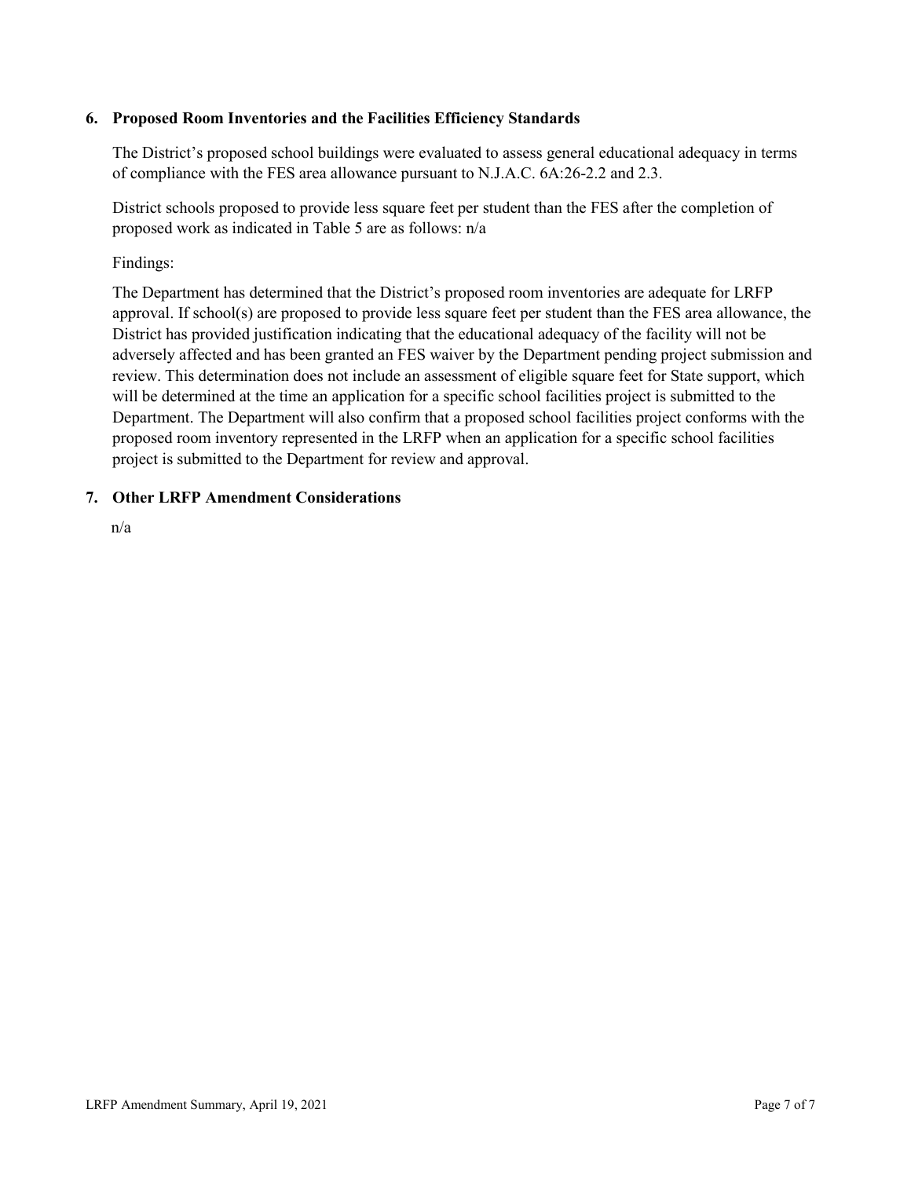## 6. Proposed Room Inventories and the Facilities Efficiency Standards

The District's proposed school buildings were evaluated to assess general educational adequacy in terms of compliance with the FES area allowance pursuant to N.J.A.C. 6A:26-2.2 and 2.3.

District schools proposed to provide less square feet per student than the FES after the completion of proposed work as indicated in Table 5 are as follows: n/a

Findings:

The Department has determined that the District's proposed room inventories are adequate for LRFP approval. If school(s) are proposed to provide less square feet per student than the FES area allowance, the District has provided justification indicating that the educational adequacy of the facility will not be adversely affected and has been granted an FES waiver by the Department pending project submission and review. This determination does not include an assessment of eligible square feet for State support, which will be determined at the time an application for a specific school facilities project is submitted to the Department. The Department will also confirm that a proposed school facilities project conforms with the proposed room inventory represented in the LRFP when an application for a specific school facilities project is submitted to the Department for review and approval.

## 7. Other LRFP Amendment Considerations

n/a